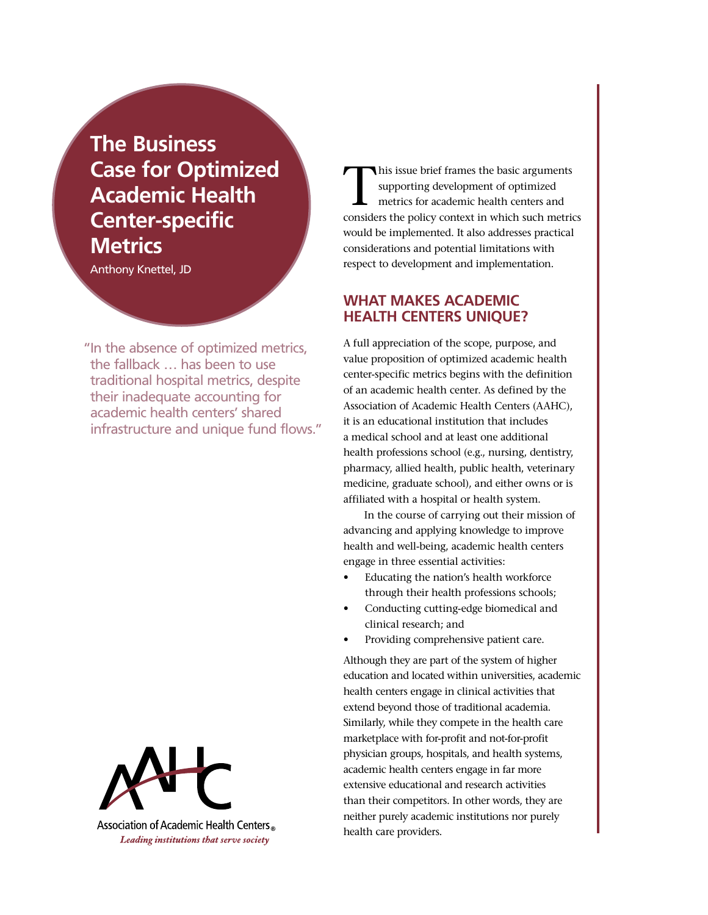# The Business Case for Optimized Academic Health Center-specific Metrics

Anthony Knettel, JD

> "In the absence of optimized metrics, the fallback … has been to use traditional hospital metrics, despite their inadequate accounting for academic health centers' shared infrastructure and unique fund flows."

This issue brief frames the basic arguments supporting development of optimized metrics for academic health centers and considers the policy context in which such metrics would be implemented. It also addresses practical considerations and potential limitations with respect to development and implementation.

## WHAT MAKES ACADEMIC HEALTH CENTERS UNIQUE?

A full appreciation of the scope, purpose, and value proposition of optimized academic health center-specific metrics begins with the definition of an academic health center. As defined by the Association of Academic Health Centers (AAHC), it is an educational institution that includes a medical school and at least one additional health professions school (e.g., nursing, dentistry, pharmacy, allied health, public health, veterinary medicine, graduate school), and either owns or is affiliated with a hospital or health system.

In the course of carrying out their mission of advancing and applying knowledge to improve health and well-being, academic health centers engage in three essential activities:

- Educating the nation's health workforce through their health professions schools;
- Conducting cutting-edge biomedical and clinical research; and
- Providing comprehensive patient care.

Although they are part of the system of higher education and located within universities, academic health centers engage in clinical activities that extend beyond those of traditional academia. Similarly, while they compete in the health care marketplace with for-profit and not-for-profit physician groups, hospitals, and health systems, academic health centers engage in far more extensive educational and research activities than their competitors. In other words, they are neither purely academic institutions nor purely health care providers.

Association of Academic Health Centers®

*Leading institutions that serve society*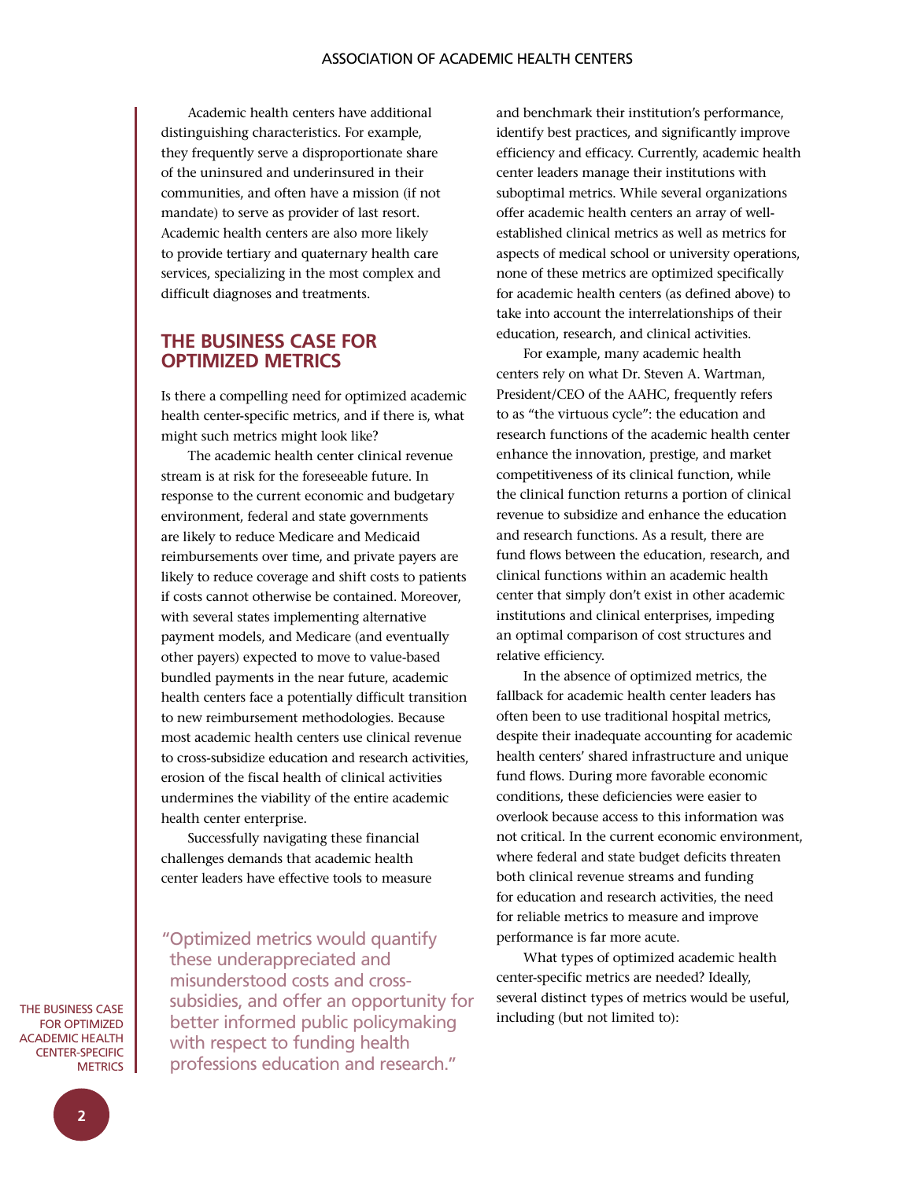Academic health centers have additional distinguishing characteristics. For example, they frequently serve a disproportionate share of the uninsured and underinsured in their communities, and often have a mission (if not mandate) to serve as provider of last resort. Academic health centers are also more likely to provide tertiary and quaternary health care services, specializing in the most complex and difficult diagnoses and treatments.

## THE BUSINESS CASE FOR OPTIMIZED METRICS

Is there a compelling need for optimized academic health center-specific metrics, and if there is, what might such metrics might look like?

The academic health center clinical revenue stream is at risk for the foreseeable future. In response to the current economic and budgetary environment, federal and state governments are likely to reduce Medicare and Medicaid reimbursements over time, and private payers are likely to reduce coverage and shift costs to patients if costs cannot otherwise be contained. Moreover, with several states implementing alternative payment models, and Medicare (and eventually other payers) expected to move to value-based bundled payments in the near future, academic health centers face a potentially difficult transition to new reimbursement methodologies. Because most academic health centers use clinical revenue to cross-subsidize education and research activities, erosion of the fiscal health of clinical activities undermines the viability of the entire academic health center enterprise.

Successfully navigating these financial challenges demands that academic health center leaders have effective tools to measure and benchmark their institution's performance, identify best practices, and significantly improve efficiency and efficacy. Currently, academic health center leaders manage their institutions with suboptimal metrics. While several organizations offer academic health centers an array of well-established clinical metrics as well as metrics for aspects of medical school or university operations, none of these metrics are optimized specifically for academic health centers (as defined above) to take into account the interrelationships of their education, research, and clinical activities.

> "Optimized metrics would quantify these underappreciated and misunderstood costs and cross-subsidies, and offer an opportunity for better informed public policymaking with respect to funding health professions education and research."

For example, many academic health centers rely on what Dr. Steven A. Wartman, President/CEO of the AAHC, frequently refers to as "the virtuous cycle": the education and research functions of the academic health center enhance the innovation, prestige, and market competitiveness of its clinical function, while the clinical function returns a portion of clinical revenue to subsidize and enhance the education and research functions. As a result, there are fund flows between the education, research, and clinical functions within an academic health center that simply don't exist in other academic institutions and clinical enterprises, impeding an optimal comparison of cost structures and relative efficiency.

In the absence of optimized metrics, the fallback for academic health center leaders has often been to use traditional hospital metrics, despite their inadequate accounting for academic health centers' shared infrastructure and unique fund flows. During more favorable economic conditions, these deficiencies were easier to overlook because access to this information was not critical. In the current economic environment, where federal and state budget deficits threaten both clinical revenue streams and funding for education and research activities, the need for reliable metrics to measure and improve performance is far more acute.

What types of optimized academic health center-specific metrics are needed? Ideally, several distinct types of metrics would be useful, including (but not limited to):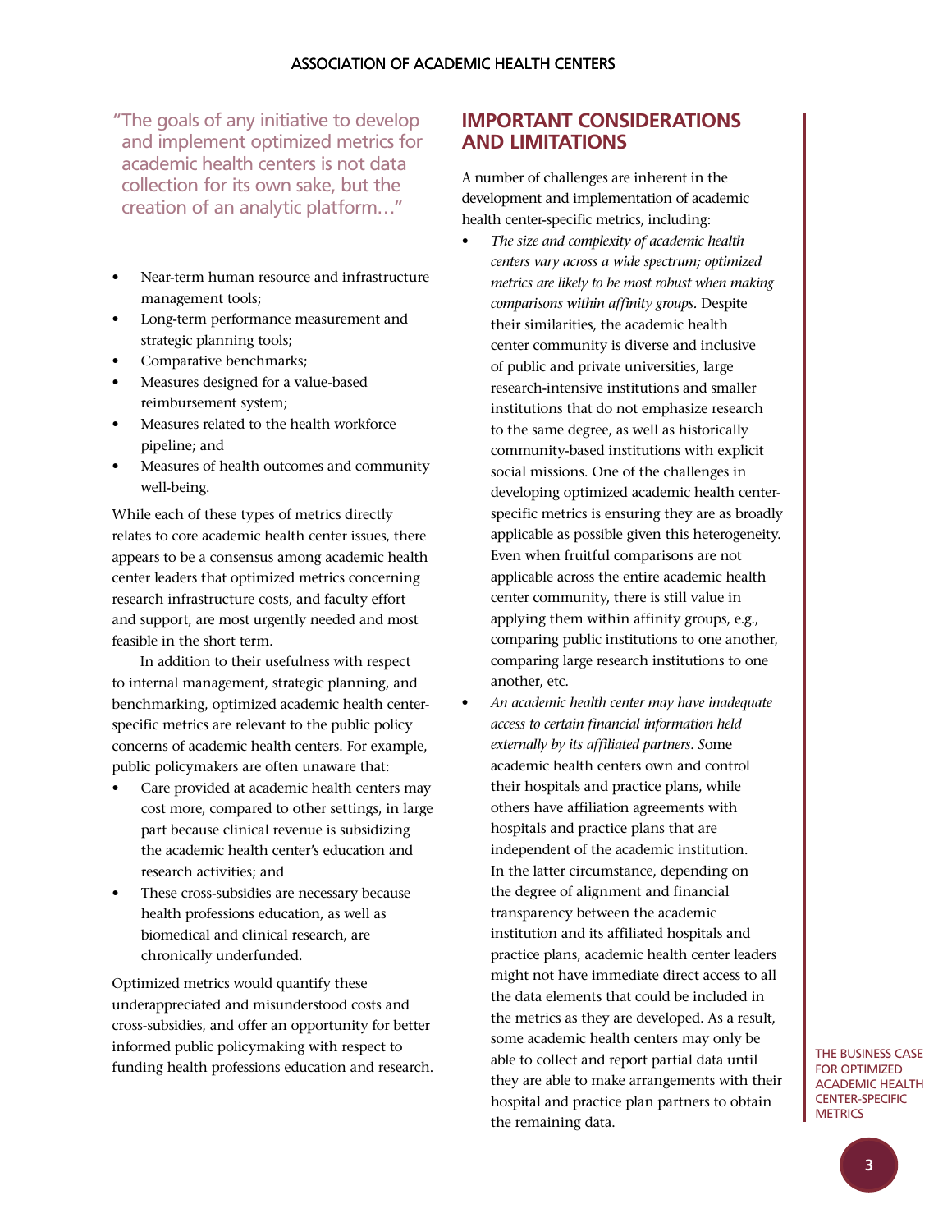"The goals of any initiative to develop and implement optimized metrics for academic health centers is not data collection for its own sake, but the creation of an analytic platform…"

- Near-term human resource and infrastructure management tools;
- Long-term performance measurement and strategic planning tools;
- Comparative benchmarks;
- Measures designed for a value-based reimbursement system;
- Measures related to the health workforce pipeline; and
- Measures of health outcomes and community well-being.

While each of these types of metrics directly relates to core academic health center issues, there appears to be a consensus among academic health center leaders that optimized metrics concerning research infrastructure costs, and faculty effort and support, are most urgently needed and most feasible in the short term.

In addition to their usefulness with respect to internal management, strategic planning, and benchmarking, optimized academic health center-specific metrics are relevant to the public policy concerns of academic health centers. For example, public policymakers are often unaware that:

- Care provided at academic health centers may cost more, compared to other settings, in large part because clinical revenue is subsidizing the academic health center's education and research activities; and
- These cross-subsidies are necessary because health professions education, as well as biomedical and clinical research, are chronically underfunded.

Optimized metrics would quantify these underappreciated and misunderstood costs and cross-subsidies, and offer an opportunity for better informed public policymaking with respect to funding health professions education and research.

## IMPORTANT CONSIDERATIONS AND LIMITATIONS

A number of challenges are inherent in the development and implementation of academic health center-specific metrics, including:

- *The size and complexity of academic health centers vary across a wide spectrum; optimized metrics are likely to be most robust when making comparisons within affinity groups.* Despite their similarities, the academic health center community is diverse and inclusive of public and private universities, large research-intensive institutions and smaller institutions that do not emphasize research to the same degree, as well as historically community-based institutions with explicit social missions. One of the challenges in developing optimized academic health center-specific metrics is ensuring they are as broadly applicable as possible given this heterogeneity. Even when fruitful comparisons are not applicable across the entire academic health center community, there is still value in applying them within affinity groups, e.g., comparing public institutions to one another, comparing large research institutions to one another, etc.
- *An academic health center may have inadequate access to certain financial information held externally by its affiliated partners.* Some academic health centers own and control their hospitals and practice plans, while others have affiliation agreements with hospitals and practice plans that are independent of the academic institution. In the latter circumstance, depending on the degree of alignment and financial transparency between the academic institution and its affiliated hospitals and practice plans, academic health center leaders might not have immediate direct access to all the data elements that could be included in the metrics as they are developed. As a result, some academic health centers may only be able to collect and report partial data until they are able to make arrangements with their hospital and practice plan partners to obtain the remaining data.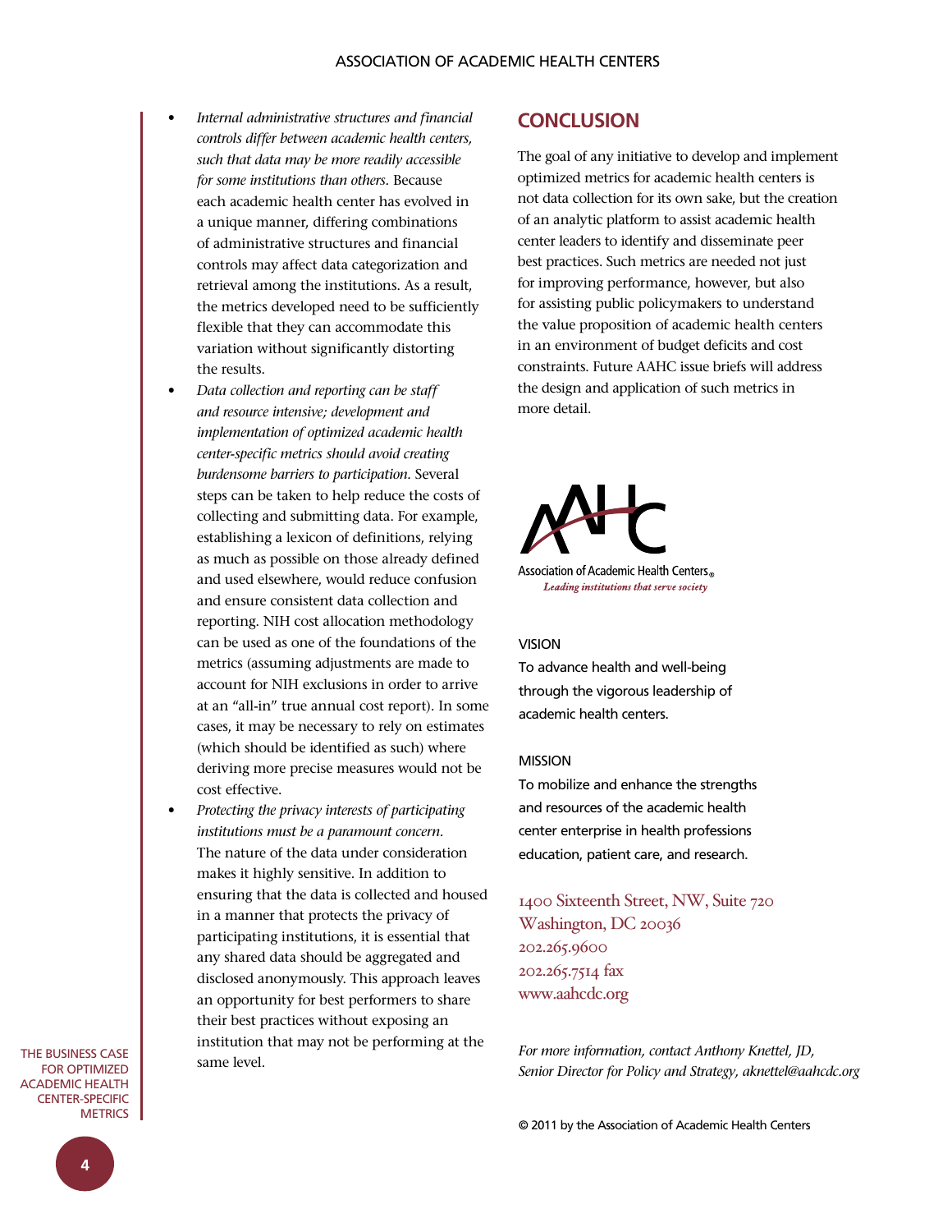- *Internal administrative structures and financial controls differ between academic health centers, such that data may be more readily accessible for some institutions than others.* Because each academic health center has evolved in a unique manner, differing combinations of administrative structures and financial controls may affect data categorization and retrieval among the institutions. As a result, the metrics developed need to be sufficiently flexible that they can accommodate this variation without significantly distorting the results.
- *Data collection and reporting can be staff and resource intensive; development and implementation of optimized academic health center-specific metrics should avoid creating burdensome barriers to participation.* Several steps can be taken to help reduce the costs of collecting and submitting data. For example, establishing a lexicon of definitions, relying as much as possible on those already defined and used elsewhere, would reduce confusion and ensure consistent data collection and reporting. NIH cost allocation methodology can be used as one of the foundations of the metrics (assuming adjustments are made to account for NIH exclusions in order to arrive at an "all-in" true annual cost report). In some cases, it may be necessary to rely on estimates (which should be identified as such) where deriving more precise measures would not be cost effective.
- *Protecting the privacy interests of participating institutions must be a paramount concern.* The nature of the data under consideration makes it highly sensitive. In addition to ensuring that the data is collected and housed in a manner that protects the privacy of participating institutions, it is essential that any shared data should be aggregated and disclosed anonymously. This approach leaves an opportunity for best performers to share their best practices without exposing an institution that may not be performing at the same level.

## CONCLUSION

The goal of any initiative to develop and implement optimized metrics for academic health centers is not data collection for its own sake, but the creation of an analytic platform to assist academic health center leaders to identify and disseminate peer best practices. Such metrics are needed not just for improving performance, however, but also for assisting public policymakers to understand the value proposition of academic health centers in an environment of budget deficits and cost constraints. Future AAHC issue briefs will address the design and application of such metrics in more detail.

AAHC
Association of Academic Health Centers®
*Leading institutions that serve society*

VISION

To advance health and well-being through the vigorous leadership of academic health centers.

MISSION

To mobilize and enhance the strengths and resources of the academic health center enterprise in health professions education, patient care, and research.

1400 Sixteenth Street, NW, Suite 720
Washington, DC 20036
202.265.9600
202.265.7514 fax
www.aahcdc.org

*For more information, contact Anthony Knettel, JD, Senior Director for Policy and Strategy, aknettel@aahcdc.org*

© 2011 by the Association of Academic Health Centers